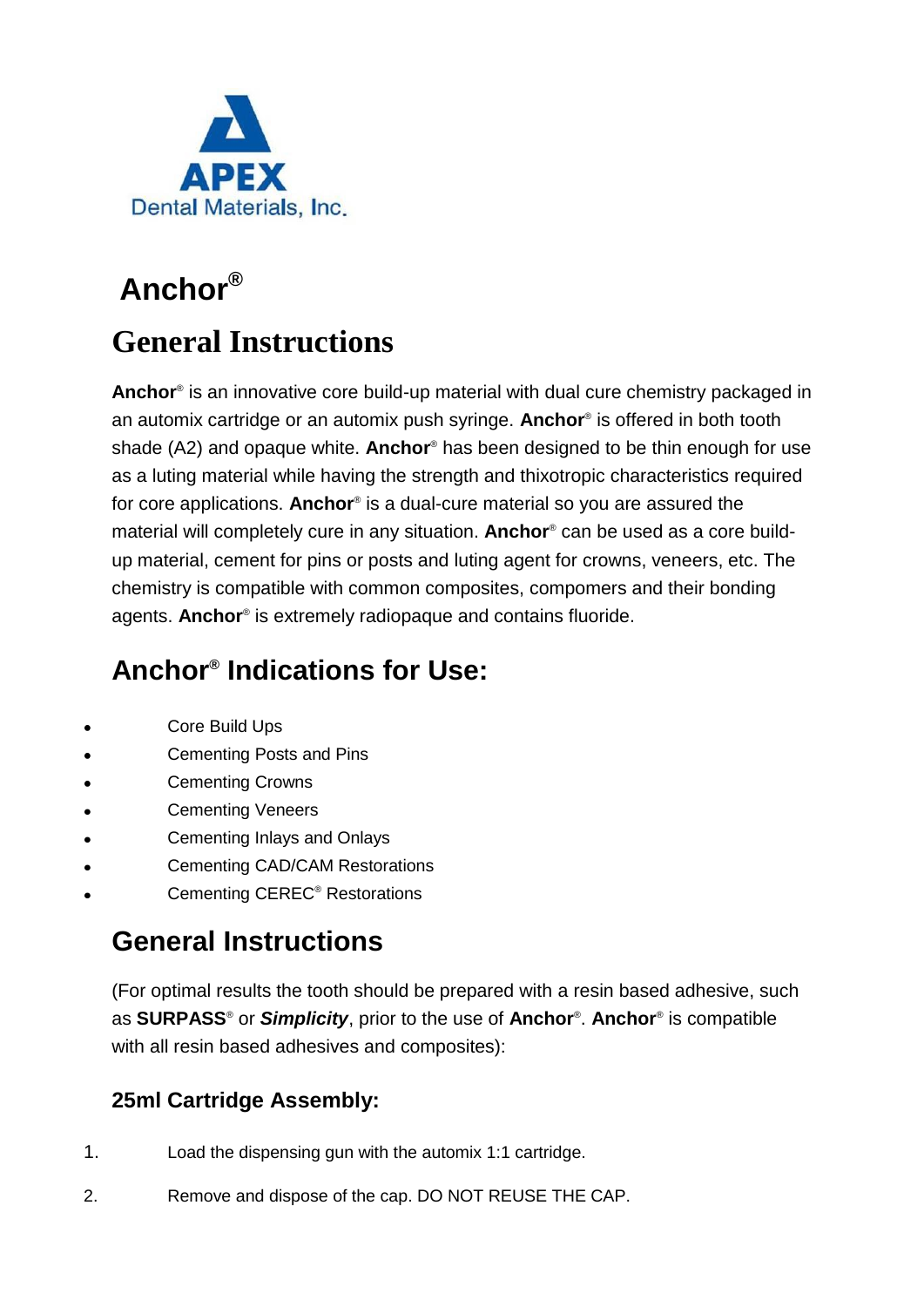APEX

Dental Materials, Inc.

# Anchor®

# General Instructions

**Anchor**® is an innovative core build-up material with dual cure chemistry packaged in an automix cartridge or an automix push syringe. **Anchor**® is offered in both tooth shade (A2) and opaque white. **Anchor**® has been designed to be thin enough for use as a luting material while having the strength and thixotropic characteristics required for core applications. **Anchor**® is a dual-cure material so you are assured the material will completely cure in any situation. **Anchor**® can be used as a core build-up material, cement for pins or posts and luting agent for crowns, veneers, etc. The chemistry is compatible with common composites, compomers and their bonding agents. **Anchor**® is extremely radiopaque and contains fluoride.

## Anchor® Indications for Use:

- Core Build Ups
- Cementing Posts and Pins
- Cementing Crowns
- Cementing Veneers
- Cementing Inlays and Onlays
- Cementing CAD/CAM Restorations
- Cementing CEREC® Restorations

## General Instructions

(For optimal results the tooth should be prepared with a resin based adhesive, such as **SURPASS**® or ***Simplicity***, prior to the use of **Anchor**®. **Anchor**® is compatible with all resin based adhesives and composites):

### 25ml Cartridge Assembly:

1. Load the dispensing gun with the automix 1:1 cartridge.
2. Remove and dispose of the cap. DO NOT REUSE THE CAP.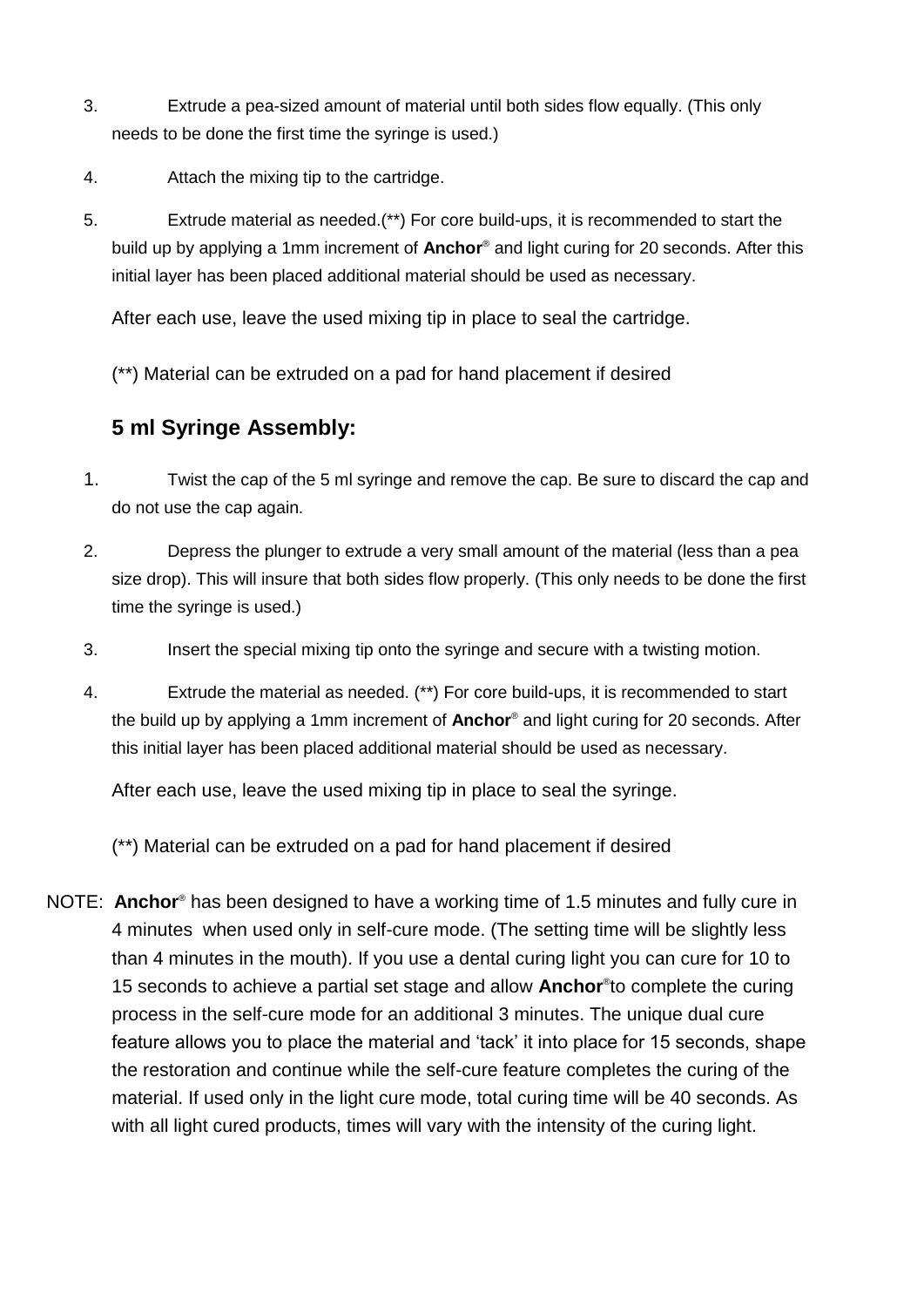3. Extrude a pea-sized amount of material until both sides flow equally. (This only needs to be done the first time the syringe is used.)

4. Attach the mixing tip to the cartridge.

5. Extrude material as needed.(**) For core build-ups, it is recommended to start the build up by applying a 1mm increment of **Anchor**® and light curing for 20 seconds. After this initial layer has been placed additional material should be used as necessary.

   After each use, leave the used mixing tip in place to seal the cartridge.

   (**) Material can be extruded on a pad for hand placement if desired

## 5 ml Syringe Assembly:

1. Twist the cap of the 5 ml syringe and remove the cap. Be sure to discard the cap and do not use the cap again.

2. Depress the plunger to extrude a very small amount of the material (less than a pea size drop). This will insure that both sides flow properly. (This only needs to be done the first time the syringe is used.)

3. Insert the special mixing tip onto the syringe and secure with a twisting motion.

4. Extrude the material as needed. (**) For core build-ups, it is recommended to start the build up by applying a 1mm increment of **Anchor**® and light curing for 20 seconds. After this initial layer has been placed additional material should be used as necessary.

   After each use, leave the used mixing tip in place to seal the syringe.

   (**) Material can be extruded on a pad for hand placement if desired

NOTE: **Anchor**® has been designed to have a working time of 1.5 minutes and fully cure in 4 minutes when used only in self-cure mode. (The setting time will be slightly less than 4 minutes in the mouth). If you use a dental curing light you can cure for 10 to 15 seconds to achieve a partial set stage and allow **Anchor**® to complete the curing process in the self-cure mode for an additional 3 minutes. The unique dual cure feature allows you to place the material and 'tack' it into place for 15 seconds, shape the restoration and continue while the self-cure feature completes the curing of the material. If used only in the light cure mode, total curing time will be 40 seconds. As with all light cured products, times will vary with the intensity of the curing light.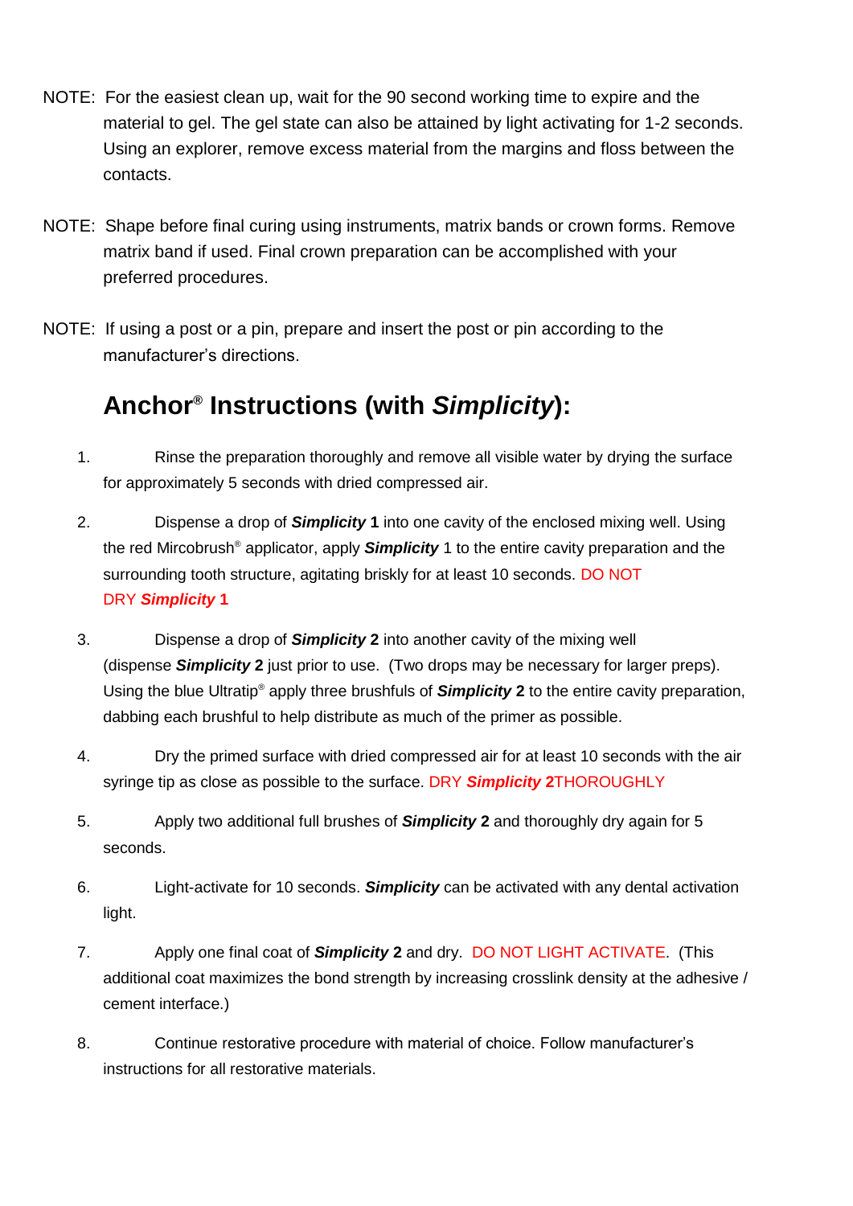NOTE: For the easiest clean up, wait for the 90 second working time to expire and the material to gel. The gel state can also be attained by light activating for 1-2 seconds. Using an explorer, remove excess material from the margins and floss between the contacts.

NOTE: Shape before final curing using instruments, matrix bands or crown forms. Remove matrix band if used. Final crown preparation can be accomplished with your preferred procedures.

NOTE: If using a post or a pin, prepare and insert the post or pin according to the manufacturer's directions.

## Anchor® Instructions (with *Simplicity*):

1. Rinse the preparation thoroughly and remove all visible water by drying the surface for approximately 5 seconds with dried compressed air.

2. Dispense a drop of ***Simplicity* 1** into one cavity of the enclosed mixing well. Using the red Mircobrush® applicator, apply ***Simplicity*** 1 to the entire cavity preparation and the surrounding tooth structure, agitating briskly for at least 10 seconds. DO NOT DRY ***Simplicity* 1**

3. Dispense a drop of ***Simplicity* 2** into another cavity of the mixing well (dispense ***Simplicity* 2** just prior to use. (Two drops may be necessary for larger preps). Using the blue Ultratip® apply three brushfuls of ***Simplicity* 2** to the entire cavity preparation, dabbing each brushful to help distribute as much of the primer as possible.

4. Dry the primed surface with dried compressed air for at least 10 seconds with the air syringe tip as close as possible to the surface. DRY ***Simplicity* 2**THOROUGHLY

5. Apply two additional full brushes of ***Simplicity* 2** and thoroughly dry again for 5 seconds.

6. Light-activate for 10 seconds. ***Simplicity*** can be activated with any dental activation light.

7. Apply one final coat of ***Simplicity* 2** and dry. DO NOT LIGHT ACTIVATE. (This additional coat maximizes the bond strength by increasing crosslink density at the adhesive / cement interface.)

8. Continue restorative procedure with material of choice. Follow manufacturer's instructions for all restorative materials.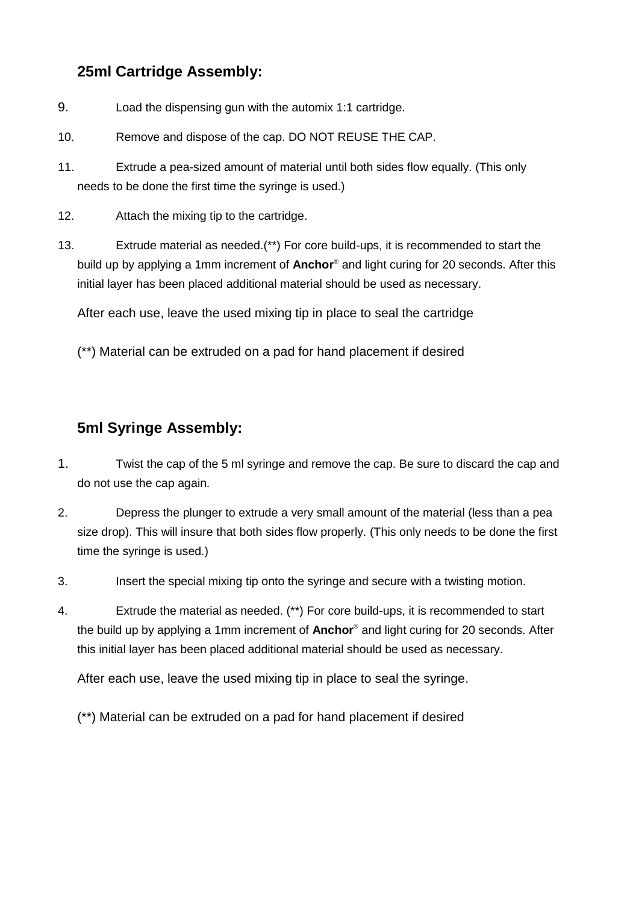## 25ml Cartridge Assembly:

9. Load the dispensing gun with the automix 1:1 cartridge.

10. Remove and dispose of the cap. DO NOT REUSE THE CAP.

11. Extrude a pea-sized amount of material until both sides flow equally. (This only needs to be done the first time the syringe is used.)

12. Attach the mixing tip to the cartridge.

13. Extrude material as needed.(**) For core build-ups, it is recommended to start the build up by applying a 1mm increment of **Anchor**® and light curing for 20 seconds. After this initial layer has been placed additional material should be used as necessary.

After each use, leave the used mixing tip in place to seal the cartridge

(**) Material can be extruded on a pad for hand placement if desired

## 5ml Syringe Assembly:

1. Twist the cap of the 5 ml syringe and remove the cap. Be sure to discard the cap and do not use the cap again.

2. Depress the plunger to extrude a very small amount of the material (less than a pea size drop). This will insure that both sides flow properly. (This only needs to be done the first time the syringe is used.)

3. Insert the special mixing tip onto the syringe and secure with a twisting motion.

4. Extrude the material as needed. (**) For core build-ups, it is recommended to start the build up by applying a 1mm increment of **Anchor**® and light curing for 20 seconds. After this initial layer has been placed additional material should be used as necessary.

After each use, leave the used mixing tip in place to seal the syringe.

(**) Material can be extruded on a pad for hand placement if desired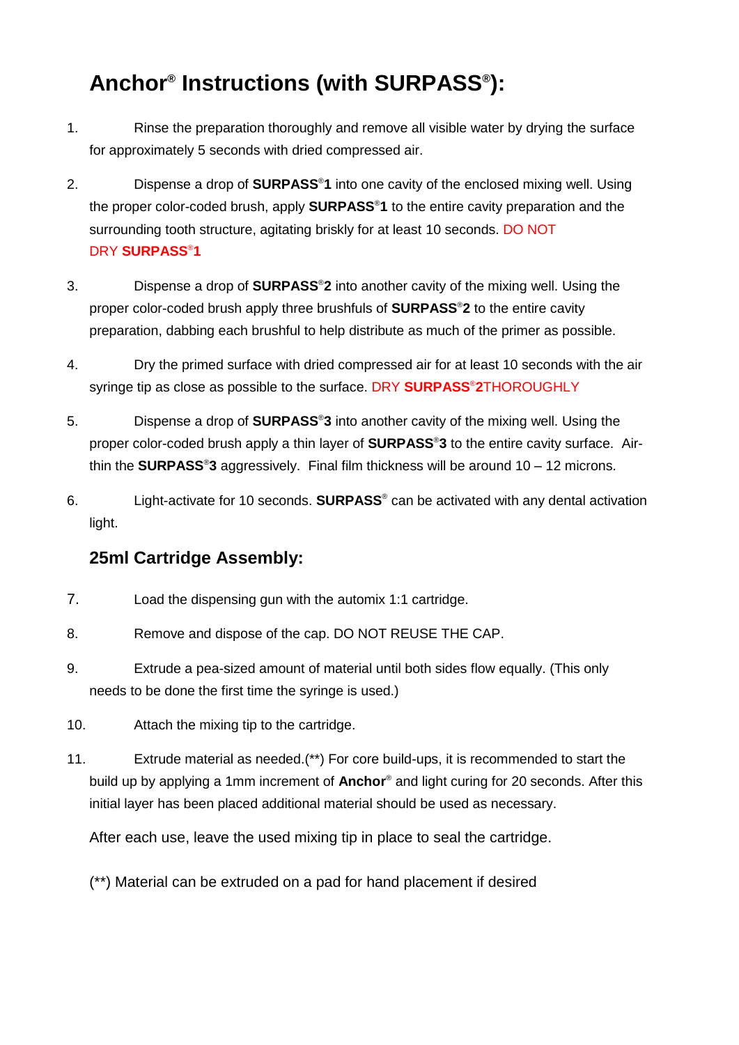# Anchor® Instructions (with SURPASS®):

1. Rinse the preparation thoroughly and remove all visible water by drying the surface for approximately 5 seconds with dried compressed air.

2. Dispense a drop of **SURPASS®1** into one cavity of the enclosed mixing well. Using the proper color-coded brush, apply **SURPASS®1** to the entire cavity preparation and the surrounding tooth structure, agitating briskly for at least 10 seconds. DO NOT DRY **SURPASS®1**

3. Dispense a drop of **SURPASS®2** into another cavity of the mixing well. Using the proper color-coded brush apply three brushfuls of **SURPASS®2** to the entire cavity preparation, dabbing each brushful to help distribute as much of the primer as possible.

4. Dry the primed surface with dried compressed air for at least 10 seconds with the air syringe tip as close as possible to the surface. DRY **SURPASS®2**THOROUGHLY

5. Dispense a drop of **SURPASS®3** into another cavity of the mixing well. Using the proper color-coded brush apply a thin layer of **SURPASS®3** to the entire cavity surface. Air-thin the **SURPASS®3** aggressively. Final film thickness will be around 10 – 12 microns.

6. Light-activate for 10 seconds. **SURPASS®** can be activated with any dental activation light.

## 25ml Cartridge Assembly:

7. Load the dispensing gun with the automix 1:1 cartridge.

8. Remove and dispose of the cap. DO NOT REUSE THE CAP.

9. Extrude a pea-sized amount of material until both sides flow equally. (This only needs to be done the first time the syringe is used.)

10. Attach the mixing tip to the cartridge.

11. Extrude material as needed.(**) For core build-ups, it is recommended to start the build up by applying a 1mm increment of **Anchor®** and light curing for 20 seconds. After this initial layer has been placed additional material should be used as necessary.

After each use, leave the used mixing tip in place to seal the cartridge.

(**) Material can be extruded on a pad for hand placement if desired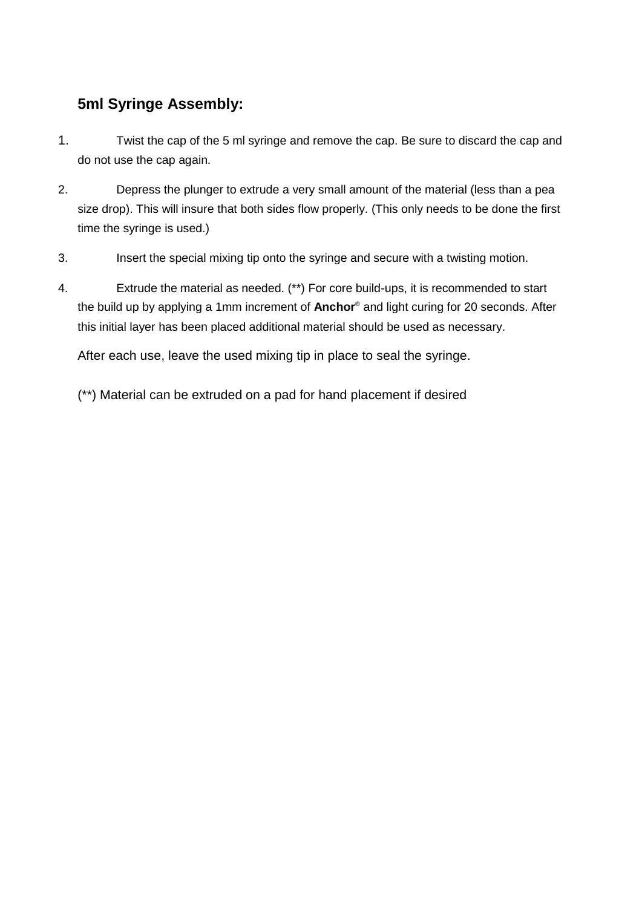## 5ml Syringe Assembly:

1. Twist the cap of the 5 ml syringe and remove the cap. Be sure to discard the cap and do not use the cap again.
2. Depress the plunger to extrude a very small amount of the material (less than a pea size drop). This will insure that both sides flow properly. (This only needs to be done the first time the syringe is used.)
3. Insert the special mixing tip onto the syringe and secure with a twisting motion.
4. Extrude the material as needed. (**) For core build-ups, it is recommended to start the build up by applying a 1mm increment of **Anchor**® and light curing for 20 seconds. After this initial layer has been placed additional material should be used as necessary.

After each use, leave the used mixing tip in place to seal the syringe.

(**) Material can be extruded on a pad for hand placement if desired